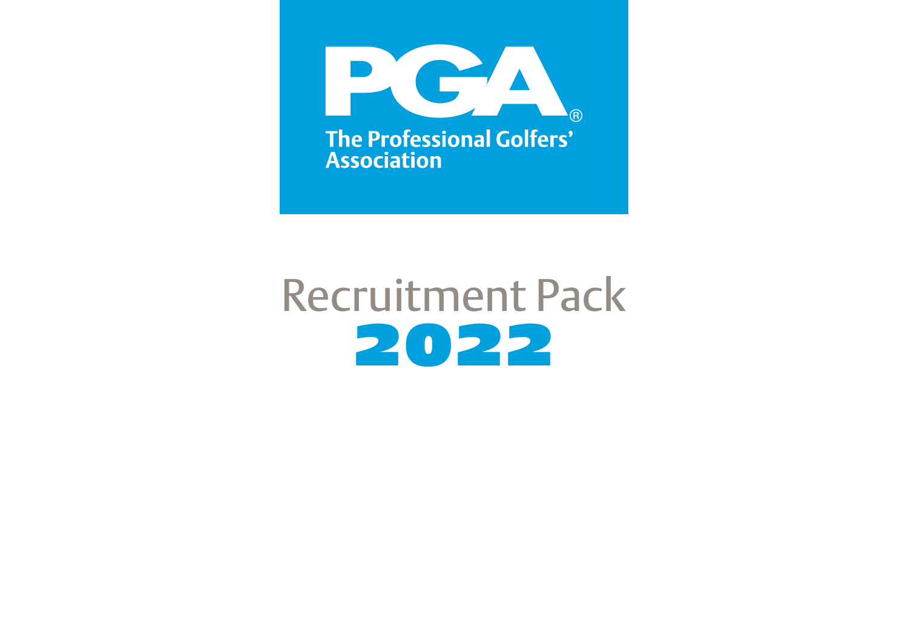PGA

The Professional Golfers' Association

# Recruitment Pack

# 2022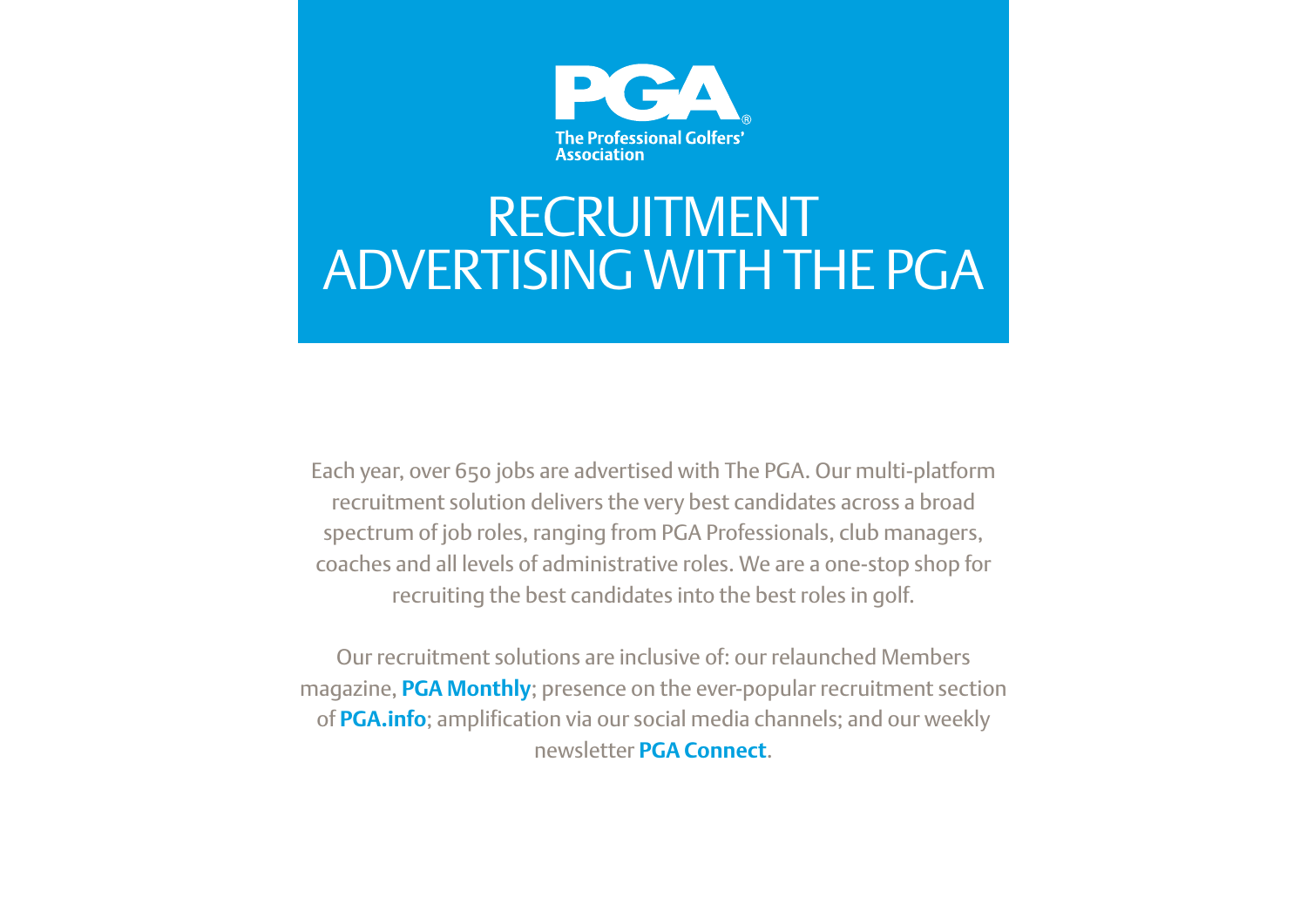The Professional Golfers' Association

# RECRUITMENT ADVERTISING WITH THE PGA

Each year, over 650 jobs are advertised with The PGA. Our multi-platform recruitment solution delivers the very best candidates across a broad spectrum of job roles, ranging from PGA Professionals, club managers, coaches and all levels of administrative roles. We are a one-stop shop for recruiting the best candidates into the best roles in golf.

Our recruitment solutions are inclusive of: our relaunched Members magazine, **PGA Monthly**; presence on the ever-popular recruitment section of **PGA.info**; amplification via our social media channels; and our weekly newsletter **PGA Connect**.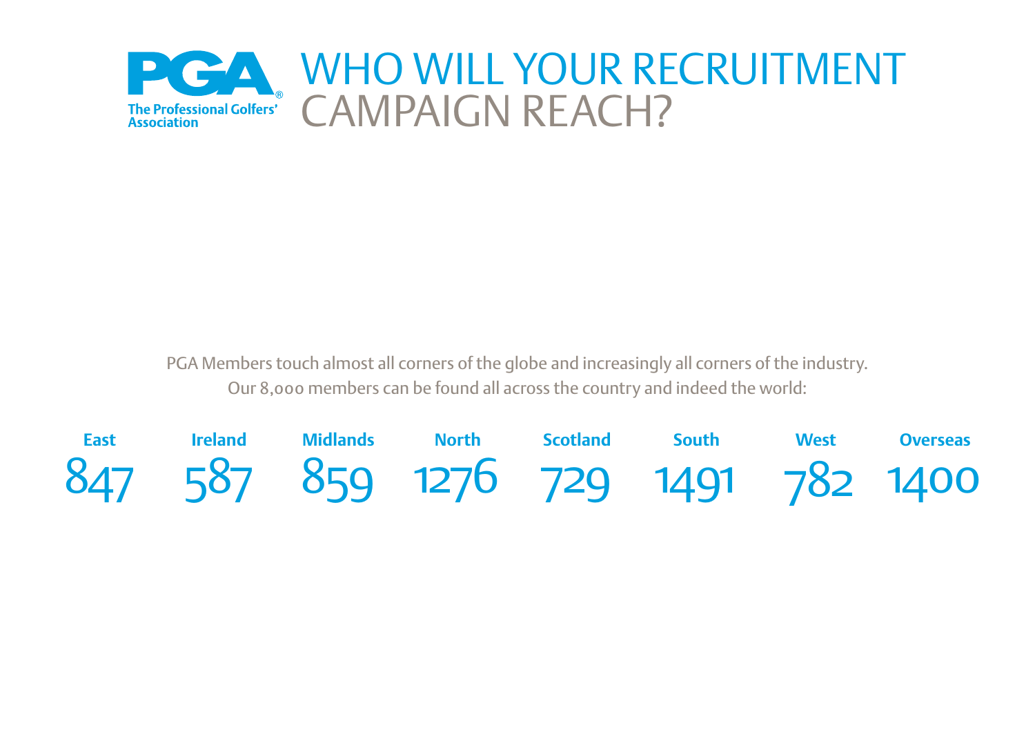**PGA** The Professional Golfers' Association

# WHO WILL YOUR RECRUITMENT CAMPAIGN REACH?

PGA Members touch almost all corners of the globe and increasingly all corners of the industry. Our 8,000 members can be found all across the country and indeed the world:

| East | Ireland | Midlands | North | Scotland | South | West | Overseas |
|---|---|---|---|---|---|---|---|
| 847 | 587 | 859 | 1276 | 729 | 1491 | 782 | 1400 |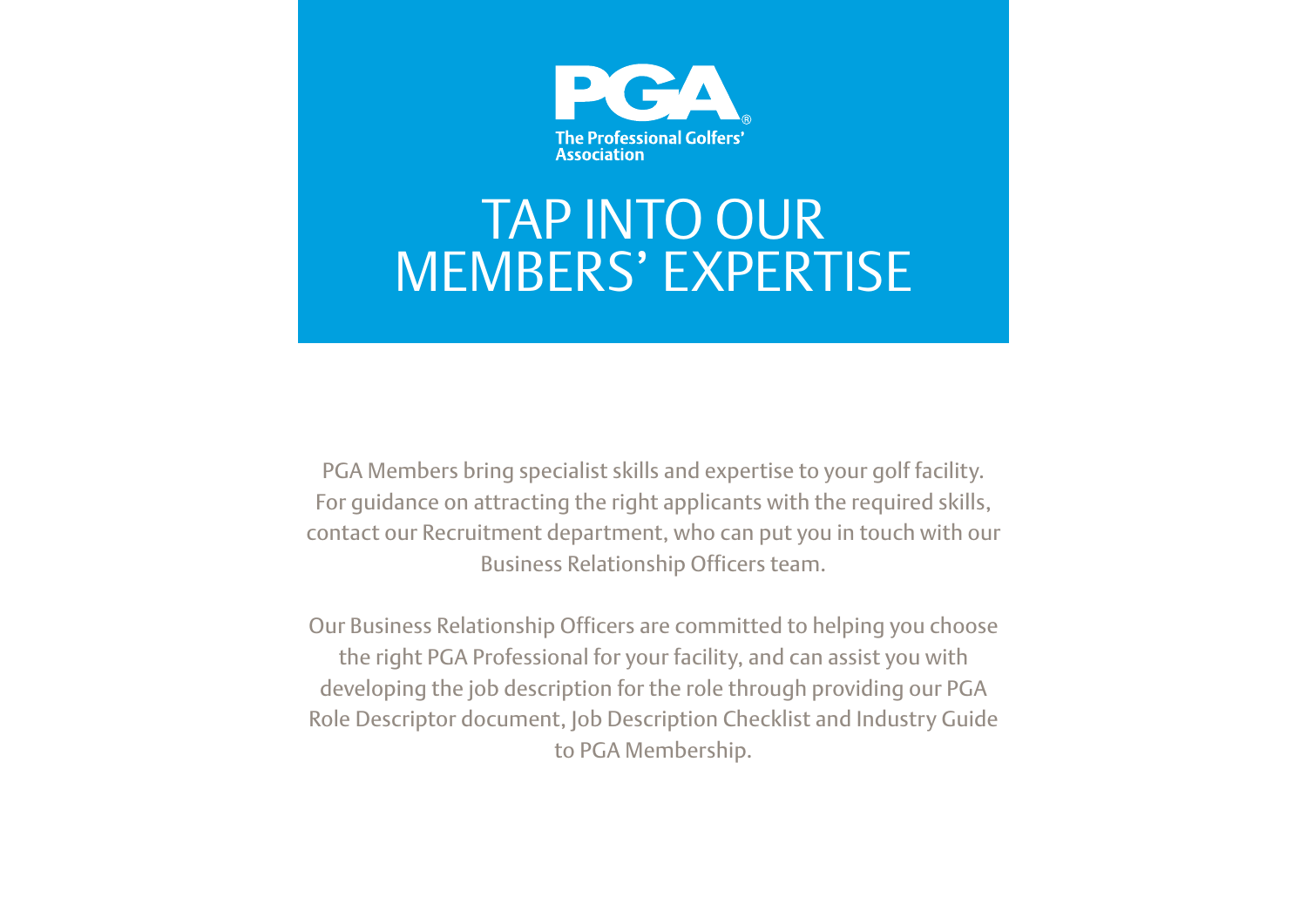PGA

The Professional Golfers' Association

# TAP INTO OUR MEMBERS' EXPERTISE

PGA Members bring specialist skills and expertise to your golf facility. For guidance on attracting the right applicants with the required skills, contact our Recruitment department, who can put you in touch with our Business Relationship Officers team.

Our Business Relationship Officers are committed to helping you choose the right PGA Professional for your facility, and can assist you with developing the job description for the role through providing our PGA Role Descriptor document, Job Description Checklist and Industry Guide to PGA Membership.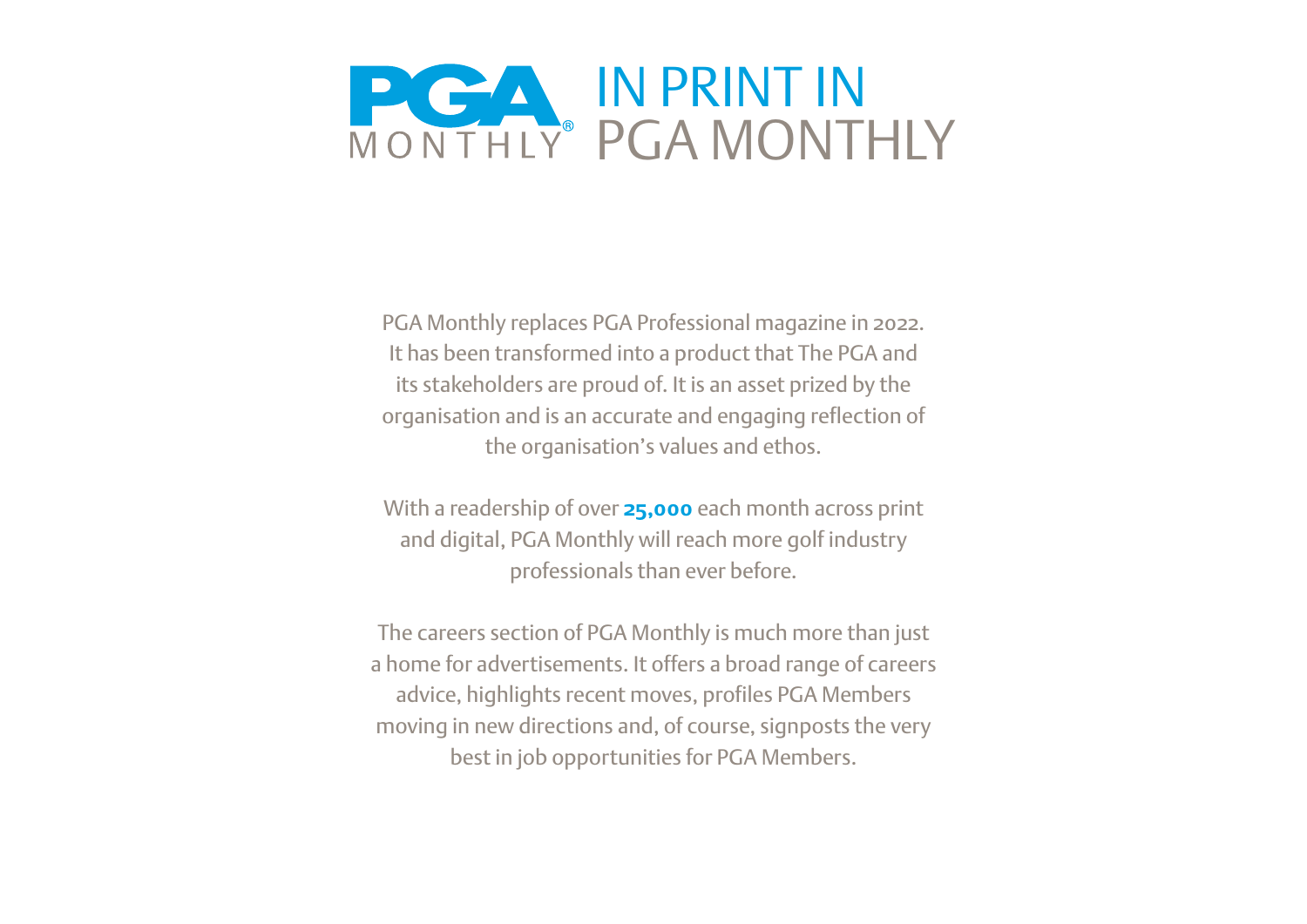# IN PRINT IN PGA MONTHLY

PGA Monthly replaces PGA Professional magazine in 2022. It has been transformed into a product that The PGA and its stakeholders are proud of. It is an asset prized by the organisation and is an accurate and engaging reflection of the organisation's values and ethos.

With a readership of over **25,000** each month across print and digital, PGA Monthly will reach more golf industry professionals than ever before.

The careers section of PGA Monthly is much more than just a home for advertisements. It offers a broad range of careers advice, highlights recent moves, profiles PGA Members moving in new directions and, of course, signposts the very best in job opportunities for PGA Members.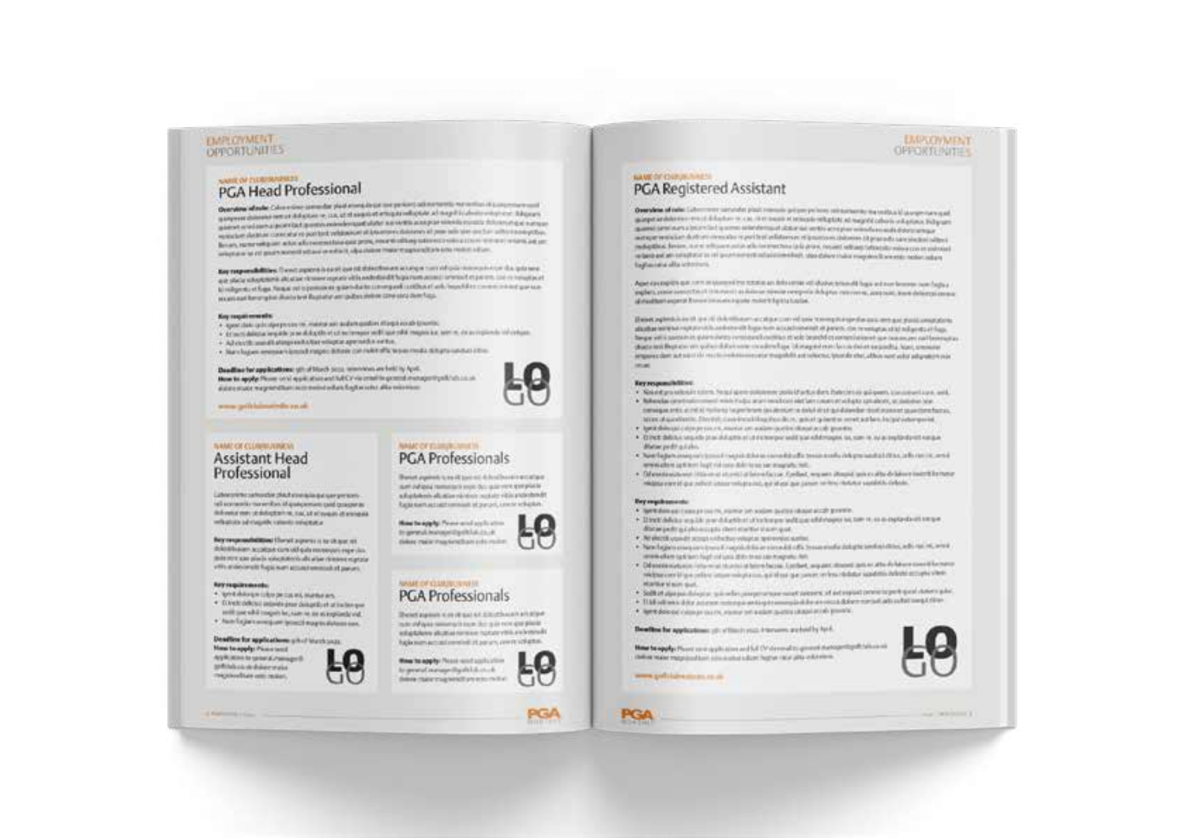# EMPLOYMENT OPPORTUNITIES

NAME OF CLUB/BUSINESS

## PGA Head Professional

**Overview of role:**

**Key responsibilities:**

**Key requirements:**

**Deadline for applications:**

**How to apply:**

NAME OF CLUB/BUSINESS

## Assistant Head Professional

**Key responsibilities:**

**Key requirements:**

**Deadline for applications:**

**How to apply:**

NAME OF CLUB/BUSINESS

## PGA Professionals

**How to apply:**

NAME OF CLUB/BUSINESS

## PGA Professionals

**How to apply:**

NAME OF CLUB/BUSINESS

## PGA Registered Assistant

**Overview of role:**

**Key responsibilities:**

**Key requirements:**

**Deadline for applications:**

**How to apply:**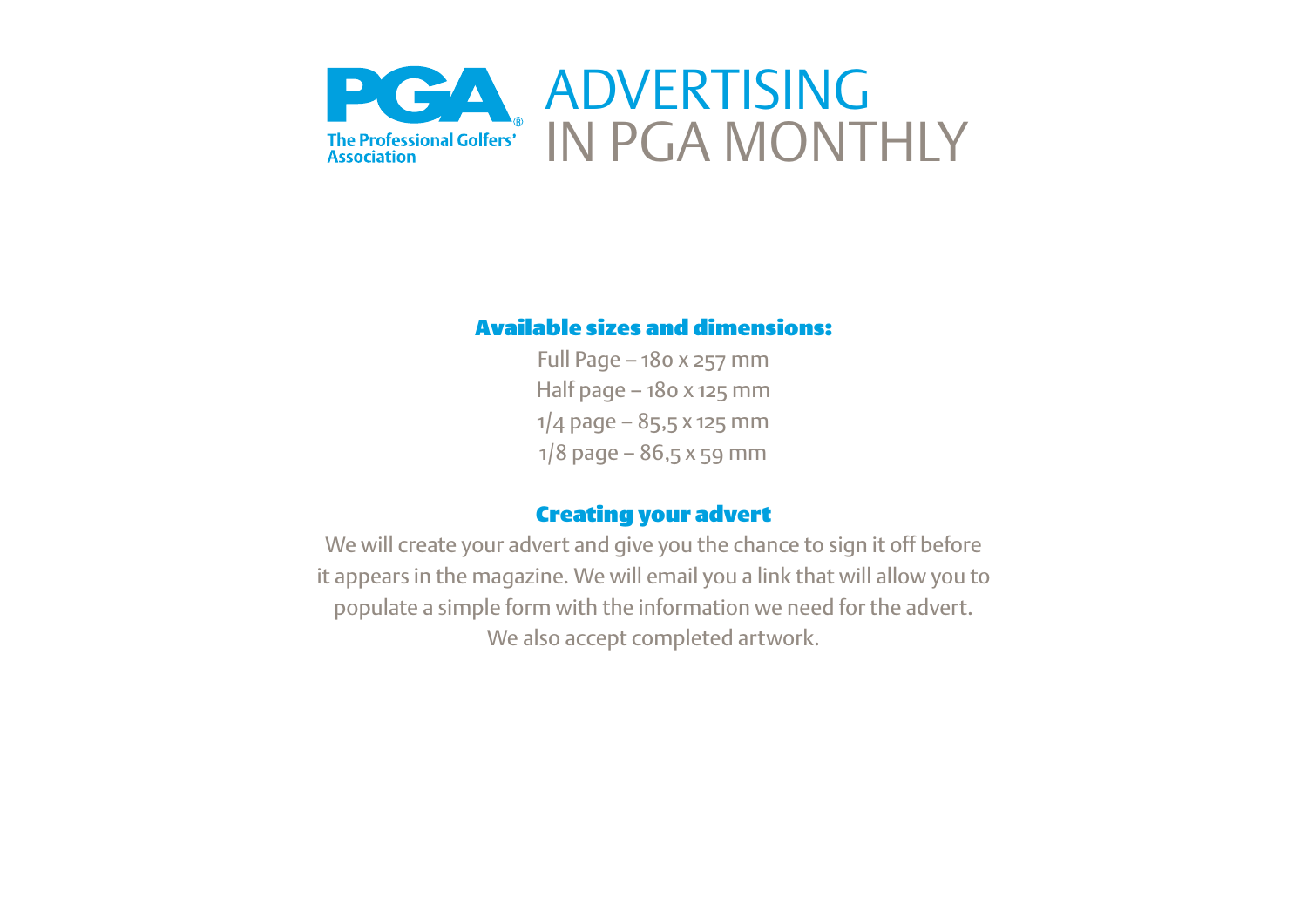PGA
The Professional Golfers' Association

# ADVERTISING IN PGA MONTHLY

## Available sizes and dimensions:

Full Page – 180 x 257 mm
Half page – 180 x 125 mm
1/4 page – 85,5 x 125 mm
1/8 page – 86,5 x 59 mm

## Creating your advert

We will create your advert and give you the chance to sign it off before it appears in the magazine. We will email you a link that will allow you to populate a simple form with the information we need for the advert. We also accept completed artwork.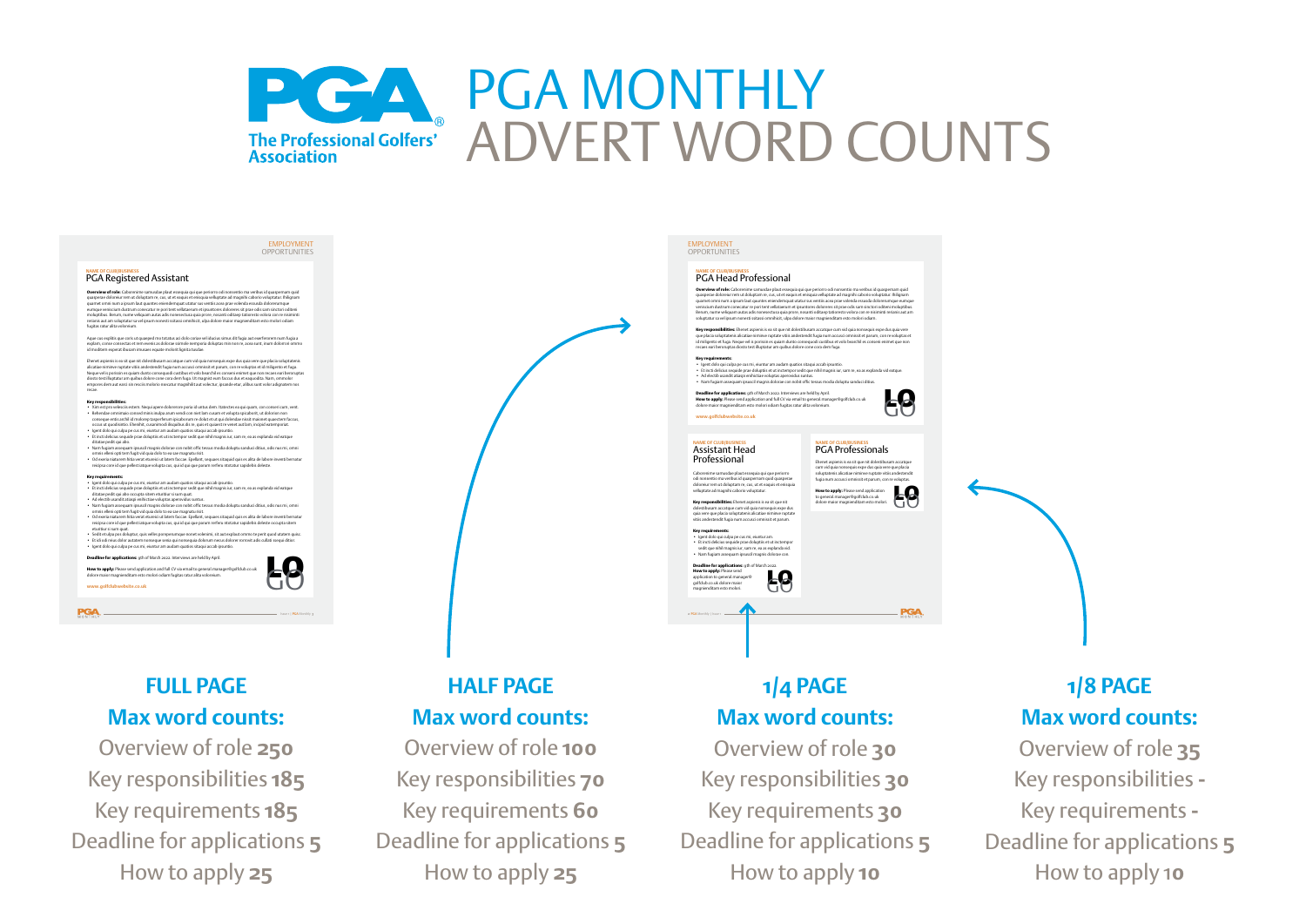# PGA MONTHLY ADVERT WORD COUNTS

The Professional Golfers' Association

## FULL PAGE

**Max word counts:**

Overview of role **250**
Key responsibilities **185**
Key requirements **185**
Deadline for applications **5**
How to apply **25**

## HALF PAGE

**Max word counts:**

Overview of role **100**
Key responsibilities **70**
Key requirements **60**
Deadline for applications **5**
How to apply **25**

## 1/4 PAGE

**Max word counts:**

Overview of role **30**
Key responsibilities **30**
Key requirements **30**
Deadline for applications **5**
How to apply **10**

## 1/8 PAGE

**Max word counts:**

Overview of role **35**
Key responsibilities **-**
Key requirements **-**
Deadline for applications **5**
How to apply **10**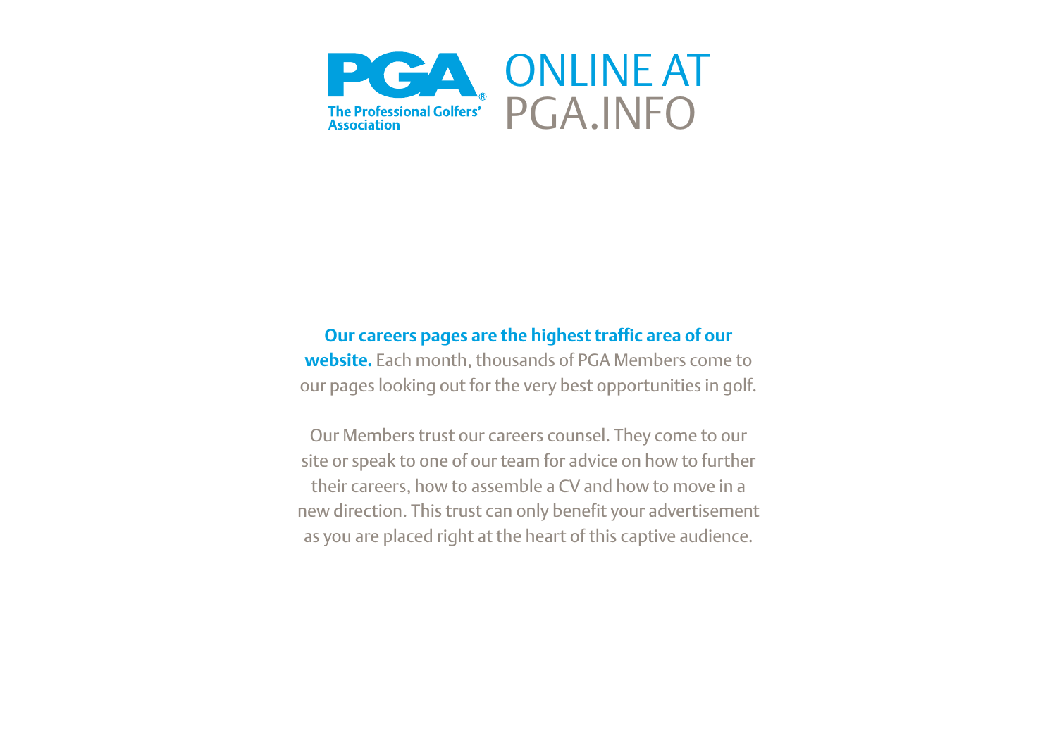PGA

The Professional Golfers' Association

# ONLINE AT PGA.INFO

**Our careers pages are the highest traffic area of our website.** Each month, thousands of PGA Members come to our pages looking out for the very best opportunities in golf.

Our Members trust our careers counsel. They come to our site or speak to one of our team for advice on how to further their careers, how to assemble a CV and how to move in a new direction. This trust can only benefit your advertisement as you are placed right at the heart of this captive audience.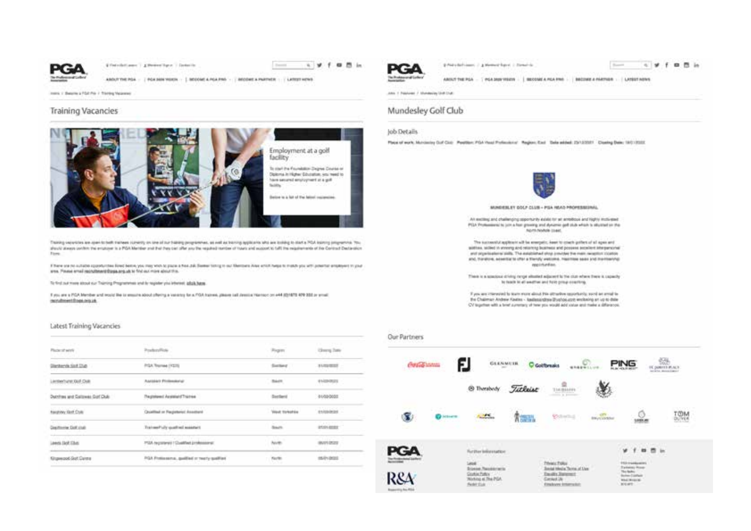## Training Vacancies

### Employment at a golf facility

To start the Foundation Degree Course or Diploma in Higher Education, you need to have secured employment at a golf facility.

Below is a list of the latest vacancies.

Training vacancies are open to both trainees currently on one of our training programmes, as well as training applicants who are looking to start a PGA training programme. You should always confirm the employer is a PGA Member and that they can offer you the required number of hours and support to fulfil the requirements of the Contract Declaration Form.

If there are no suitable opportunities listed below, you may wish to place a free Job Seeker listing in our Members Area which helps to match you with potential employers in your area. Please email recruitment@pga.org.uk to find out more about this.

To find out more about our Training Programmes and to register your interest, click here.

If you are a PGA Member and would like to enquire about offering a vacancy for a PGA trainee, please call Jessica Harrison on +44 (0)1675 470 333 or email recruitment@pga.org.uk

### Latest Training Vacancies

| Place of work | Position/Role | Region | Closing Date |
|---|---|---|---|
| Glenbervie Golf Club | PGA Trainee (FD) | Scotland | |
| Lambourne Golf Club | Assistant Professional | South | |
| Dumfries and Galloway Golf Club | Registered Assistant/Trainee | Scotland | |
| Keighley Golf Club | Qualified or Registered Assistant | West Yorkshire | |
| Deptford Golf club | Trainee/Fully qualified assistant | South | |
| Leeds Golf Club | PGA registered / Qualified professional | North | |
| Kingswood Golf Centre | PGA Professional, qualified or nearly qualified | North | |

## Mundesley Golf Club

### Job Details

**Place of work:** Mundesley Golf Club **Position:** PGA Head Professional **Region:** East **Date added:** **Closing Date:**

**MUNDESLEY GOLF CLUB – PGA HEAD PROFESSIONAL**

An exciting and challenging opportunity exists for an ambitious and highly motivated PGA Professional to join a fast growing and dynamic golf club which is situated on the North Norfolk coast.

The successful applicant will be energetic, keen to coach golfers of all ages and abilities, skilled in growing and retaining business and possess excellent interpersonal and organisational skills. The established shop provides the main reception location and, therefore, essential to offer a friendly welcome, maximise sales and membership opportunities.

There is a spacious driving range situated adjacent to the club where there is capacity to teach in all weather and hold group coaching.

If you are interested to learn more about this attractive opportunity, send an email to the Chairman Andrew Keeles – enclosing an up to date CV together with a brief summary of how you would add value and make a difference.

### Our Partners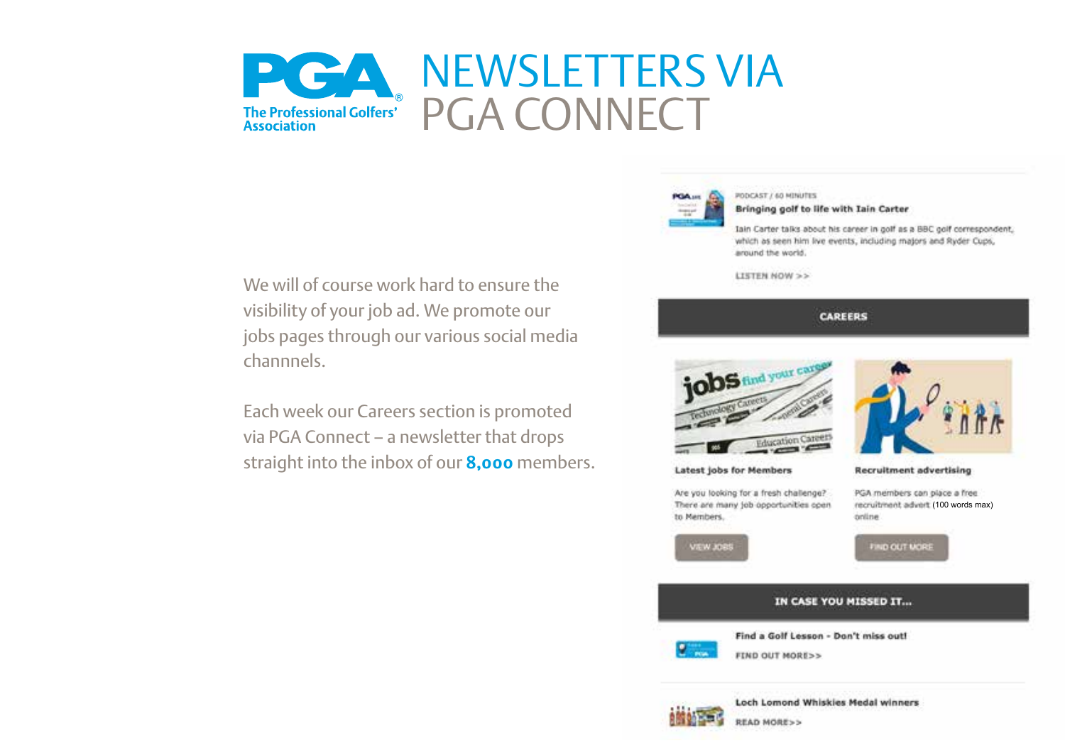# NEWSLETTERS VIA PGA CONNECT

We will of course work hard to ensure the visibility of your job ad. We promote our jobs pages through our various social media channnels.

Each week our Careers section is promoted via PGA Connect – a newsletter that drops straight into the inbox of our **8,000** members.

PODCAST / 60 MINUTES

**Bringing golf to life with Iain Carter**

Iain Carter talks about his career in golf as a BBC golf correspondent, which as seen him live events, including majors and Ryder Cups, around the world.

LISTEN NOW >>

**CAREERS**

**Latest jobs for Members**

Are you looking for a fresh challenge? There are many job opportunities open to Members.

VIEW JOBS

**Recruitment advertising**

PGA members can place a free recruitment advert (100 words max) online

FIND OUT MORE

**IN CASE YOU MISSED IT...**

**Find a Golf Lesson - Don't miss out!**

FIND OUT MORE>>

**Loch Lomond Whiskies Medal winners**

READ MORE>>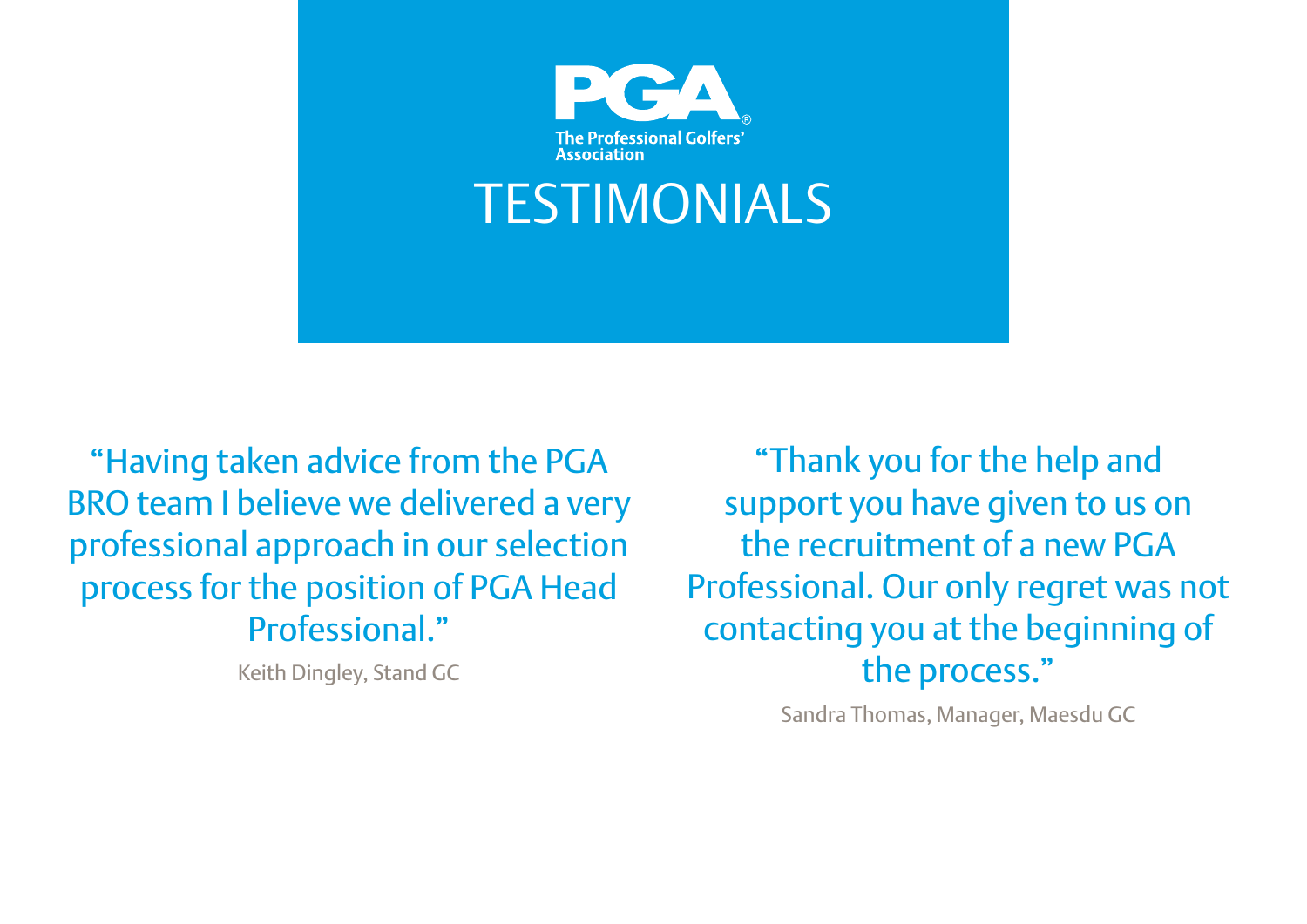PGA

The Professional Golfers' Association

# TESTIMONIALS

"Having taken advice from the PGA BRO team I believe we delivered a very professional approach in our selection process for the position of PGA Head Professional."

Keith Dingley, Stand GC

"Thank you for the help and support you have given to us on the recruitment of a new PGA Professional. Our only regret was not contacting you at the beginning of the process."

Sandra Thomas, Manager, Maesdu GC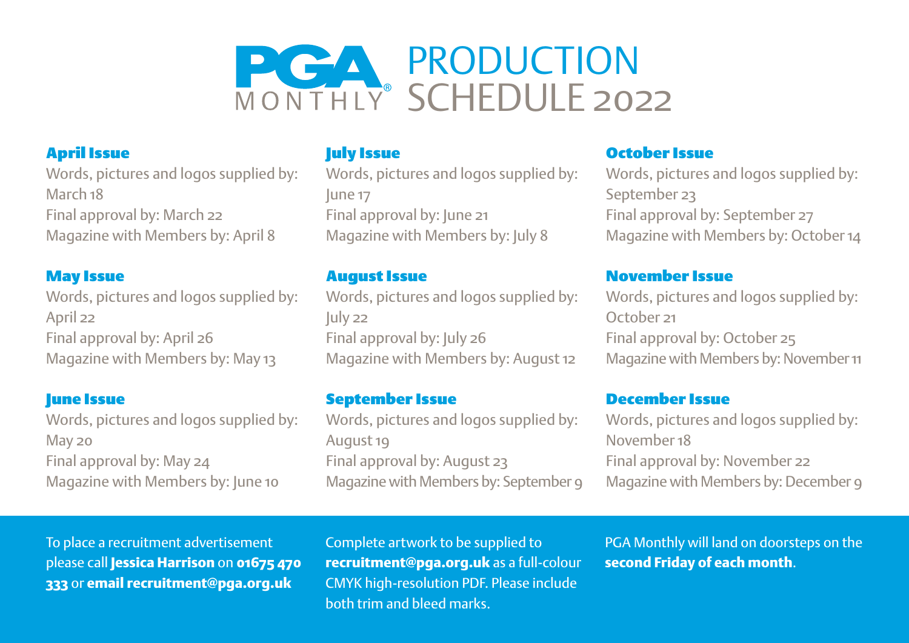# PGA MONTHLY PRODUCTION SCHEDULE 2022

### April Issue
Words, pictures and logos supplied by: March 18
Final approval by: March 22
Magazine with Members by: April 8

### May Issue
Words, pictures and logos supplied by: April 22
Final approval by: April 26
Magazine with Members by: May 13

### June Issue
Words, pictures and logos supplied by: May 20
Final approval by: May 24
Magazine with Members by: June 10

### July Issue
Words, pictures and logos supplied by: June 17
Final approval by: June 21
Magazine with Members by: July 8

### August Issue
Words, pictures and logos supplied by: July 22
Final approval by: July 26
Magazine with Members by: August 12

### September Issue
Words, pictures and logos supplied by: August 19
Final approval by: August 23
Magazine with Members by: September 9

### October Issue
Words, pictures and logos supplied by: September 23
Final approval by: September 27
Magazine with Members by: October 14

### November Issue
Words, pictures and logos supplied by: October 21
Final approval by: October 25
Magazine with Members by: November 11

### December Issue
Words, pictures and logos supplied by: November 18
Final approval by: November 22
Magazine with Members by: December 9

To place a recruitment advertisement please call **Jessica Harrison** on **01675 470 333** or **email recruitment@pga.org.uk**

Complete artwork to be supplied to **recruitment@pga.org.uk** as a full-colour CMYK high-resolution PDF. Please include both trim and bleed marks.

PGA Monthly will land on doorsteps on the **second Friday of each month**.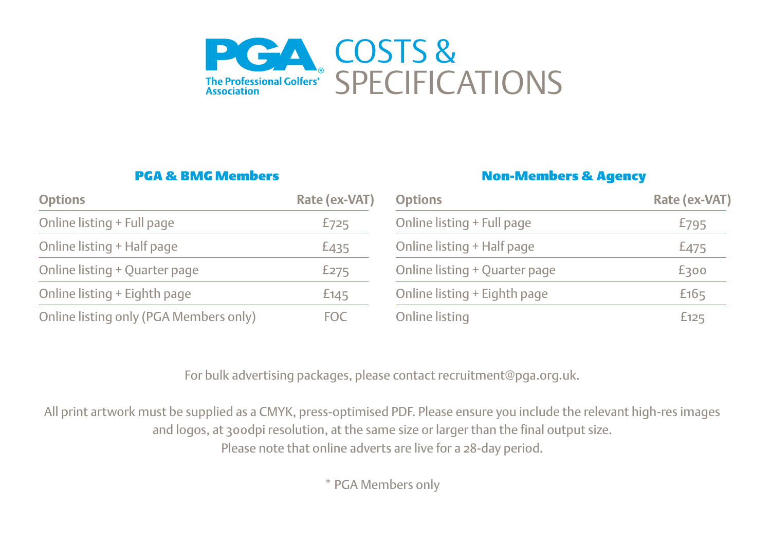# COSTS & SPECIFICATIONS

The Professional Golfers' Association

### PGA & BMG Members

| Options | Rate (ex-VAT) |
|---|---|
| Online listing + Full page | £725 |
| Online listing + Half page | £435 |
| Online listing + Quarter page | £275 |
| Online listing + Eighth page | £145 |
| Online listing only (PGA Members only) | FOC |

### Non-Members & Agency

| Options | Rate (ex-VAT) |
|---|---|
| Online listing + Full page | £795 |
| Online listing + Half page | £475 |
| Online listing + Quarter page | £300 |
| Online listing + Eighth page | £165 |
| Online listing | £125 |

For bulk advertising packages, please contact recruitment@pga.org.uk.

All print artwork must be supplied as a CMYK, press-optimised PDF. Please ensure you include the relevant high-res images and logos, at 300dpi resolution, at the same size or larger than the final output size. Please note that online adverts are live for a 28-day period.

* PGA Members only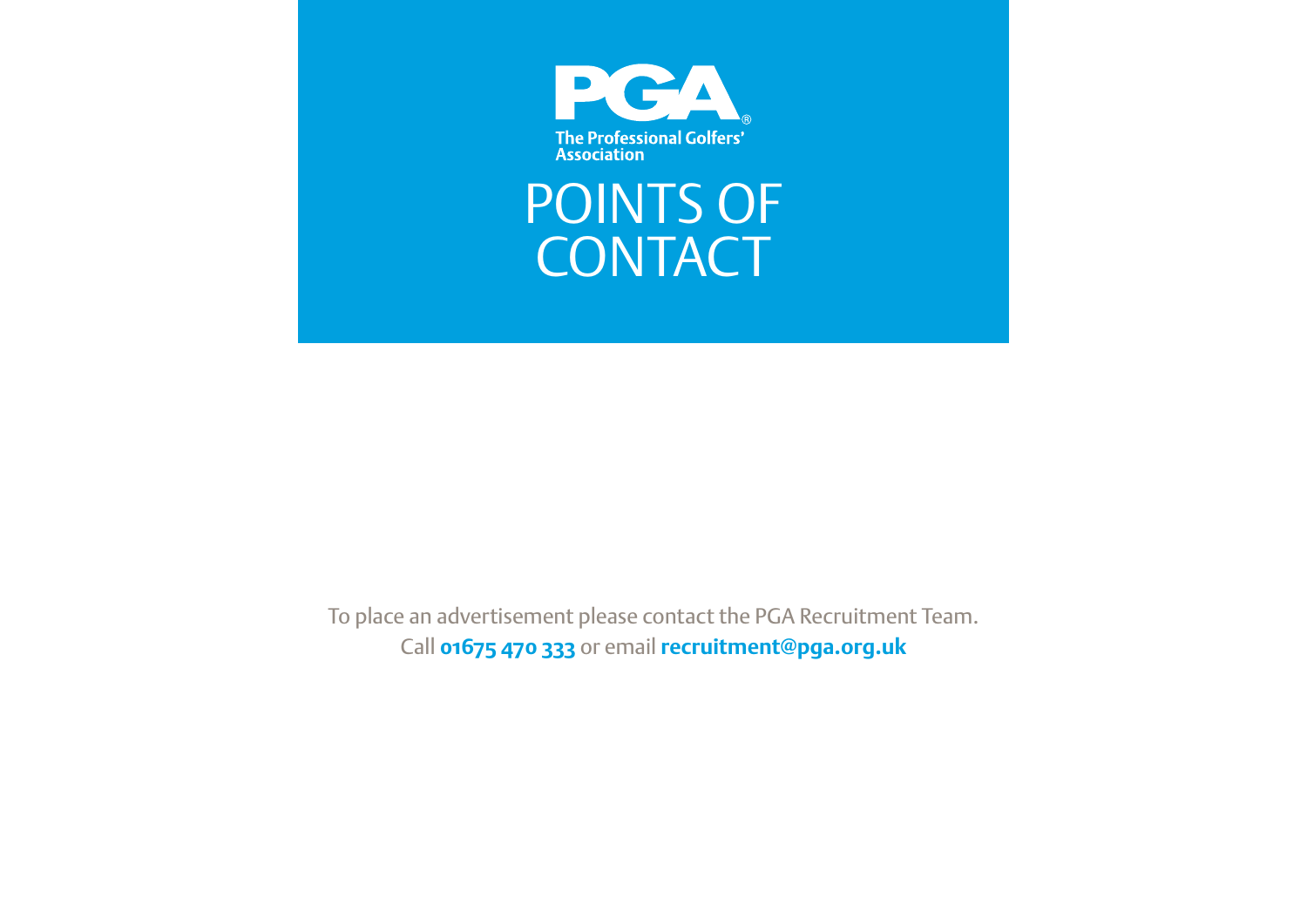PGA

The Professional Golfers' Association

# POINTS OF CONTACT

To place an advertisement please contact the PGA Recruitment Team.
Call **01675 470 333** or email **recruitment@pga.org.uk**